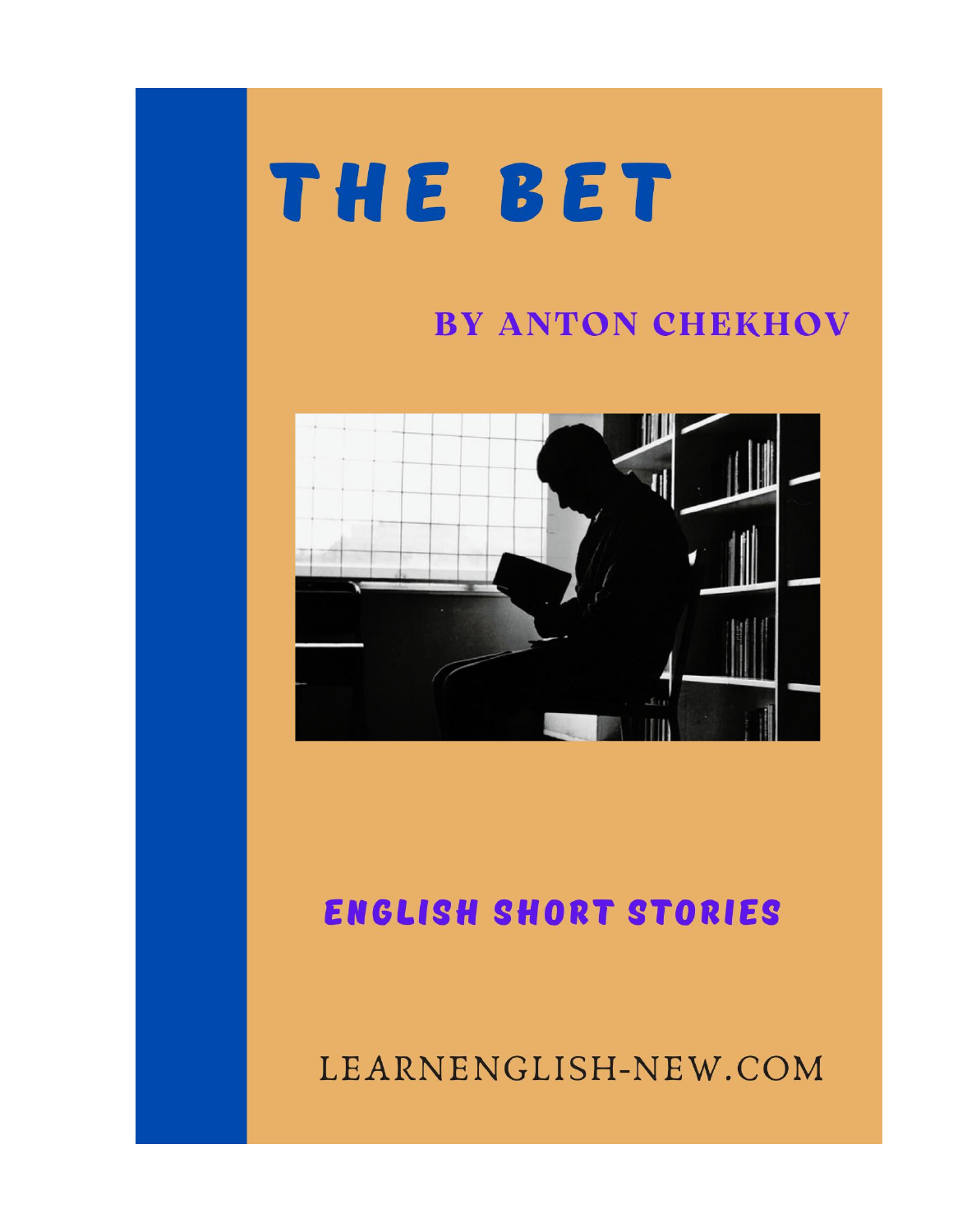# THE BET

## BY ANTON CHEKHOV

## ENGLISH SHORT STORIES

LEARNENGLISH-NEW.COM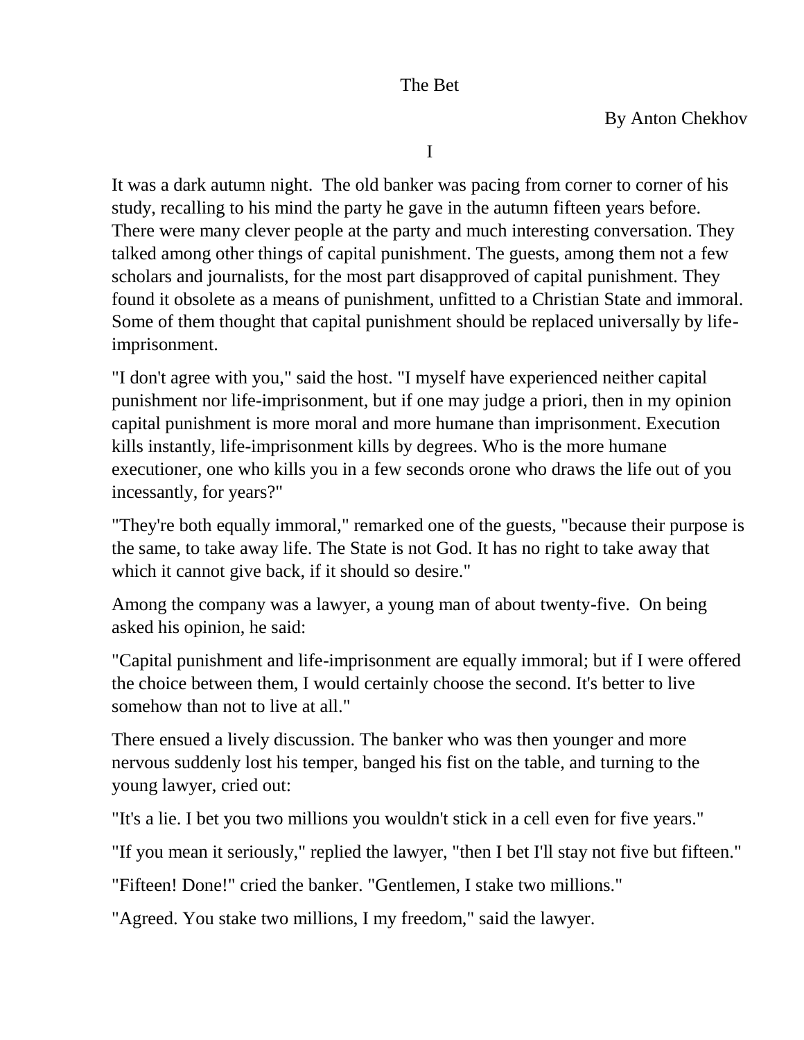# The Bet

By Anton Chekhov

## I

It was a dark autumn night. The old banker was pacing from corner to corner of his study, recalling to his mind the party he gave in the autumn fifteen years before. There were many clever people at the party and much interesting conversation. They talked among other things of capital punishment. The guests, among them not a few scholars and journalists, for the most part disapproved of capital punishment. They found it obsolete as a means of punishment, unfitted to a Christian State and immoral. Some of them thought that capital punishment should be replaced universally by life-imprisonment.

"I don't agree with you," said the host. "I myself have experienced neither capital punishment nor life-imprisonment, but if one may judge a priori, then in my opinion capital punishment is more moral and more humane than imprisonment. Execution kills instantly, life-imprisonment kills by degrees. Who is the more humane executioner, one who kills you in a few seconds orone who draws the life out of you incessantly, for years?"

"They're both equally immoral," remarked one of the guests, "because their purpose is the same, to take away life. The State is not God. It has no right to take away that which it cannot give back, if it should so desire."

Among the company was a lawyer, a young man of about twenty-five. On being asked his opinion, he said:

"Capital punishment and life-imprisonment are equally immoral; but if I were offered the choice between them, I would certainly choose the second. It's better to live somehow than not to live at all."

There ensued a lively discussion. The banker who was then younger and more nervous suddenly lost his temper, banged his fist on the table, and turning to the young lawyer, cried out:

"It's a lie. I bet you two millions you wouldn't stick in a cell even for five years."

"If you mean it seriously," replied the lawyer, "then I bet I'll stay not five but fifteen."

"Fifteen! Done!" cried the banker. "Gentlemen, I stake two millions."

"Agreed. You stake two millions, I my freedom," said the lawyer.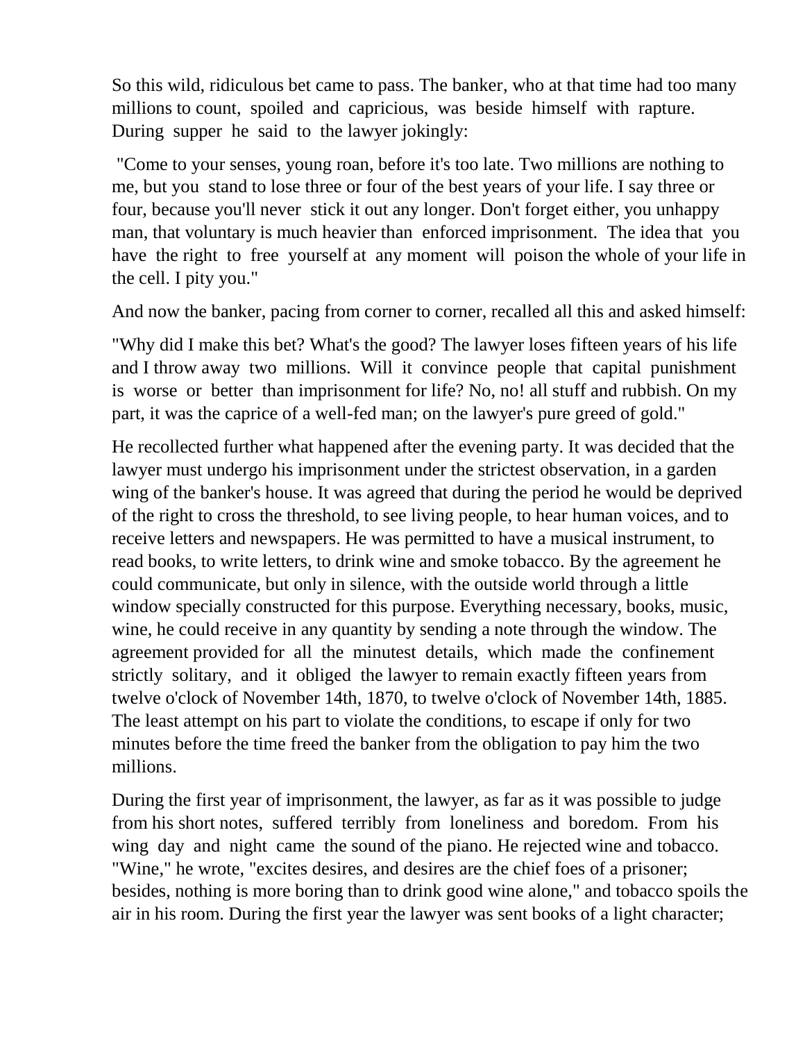So this wild, ridiculous bet came to pass. The banker, who at that time had too many millions to count, spoiled and capricious, was beside himself with rapture. During supper he said to the lawyer jokingly:

"Come to your senses, young roan, before it's too late. Two millions are nothing to me, but you stand to lose three or four of the best years of your life. I say three or four, because you'll never stick it out any longer. Don't forget either, you unhappy man, that voluntary is much heavier than enforced imprisonment. The idea that you have the right to free yourself at any moment will poison the whole of your life in the cell. I pity you."

And now the banker, pacing from corner to corner, recalled all this and asked himself:

"Why did I make this bet? What's the good? The lawyer loses fifteen years of his life and I throw away two millions. Will it convince people that capital punishment is worse or better than imprisonment for life? No, no! all stuff and rubbish. On my part, it was the caprice of a well-fed man; on the lawyer's pure greed of gold."

He recollected further what happened after the evening party. It was decided that the lawyer must undergo his imprisonment under the strictest observation, in a garden wing of the banker's house. It was agreed that during the period he would be deprived of the right to cross the threshold, to see living people, to hear human voices, and to receive letters and newspapers. He was permitted to have a musical instrument, to read books, to write letters, to drink wine and smoke tobacco. By the agreement he could communicate, but only in silence, with the outside world through a little window specially constructed for this purpose. Everything necessary, books, music, wine, he could receive in any quantity by sending a note through the window. The agreement provided for all the minutest details, which made the confinement strictly solitary, and it obliged the lawyer to remain exactly fifteen years from twelve o'clock of November 14th, 1870, to twelve o'clock of November 14th, 1885. The least attempt on his part to violate the conditions, to escape if only for two minutes before the time freed the banker from the obligation to pay him the two millions.

During the first year of imprisonment, the lawyer, as far as it was possible to judge from his short notes, suffered terribly from loneliness and boredom. From his wing day and night came the sound of the piano. He rejected wine and tobacco. "Wine," he wrote, "excites desires, and desires are the chief foes of a prisoner; besides, nothing is more boring than to drink good wine alone," and tobacco spoils the air in his room. During the first year the lawyer was sent books of a light character;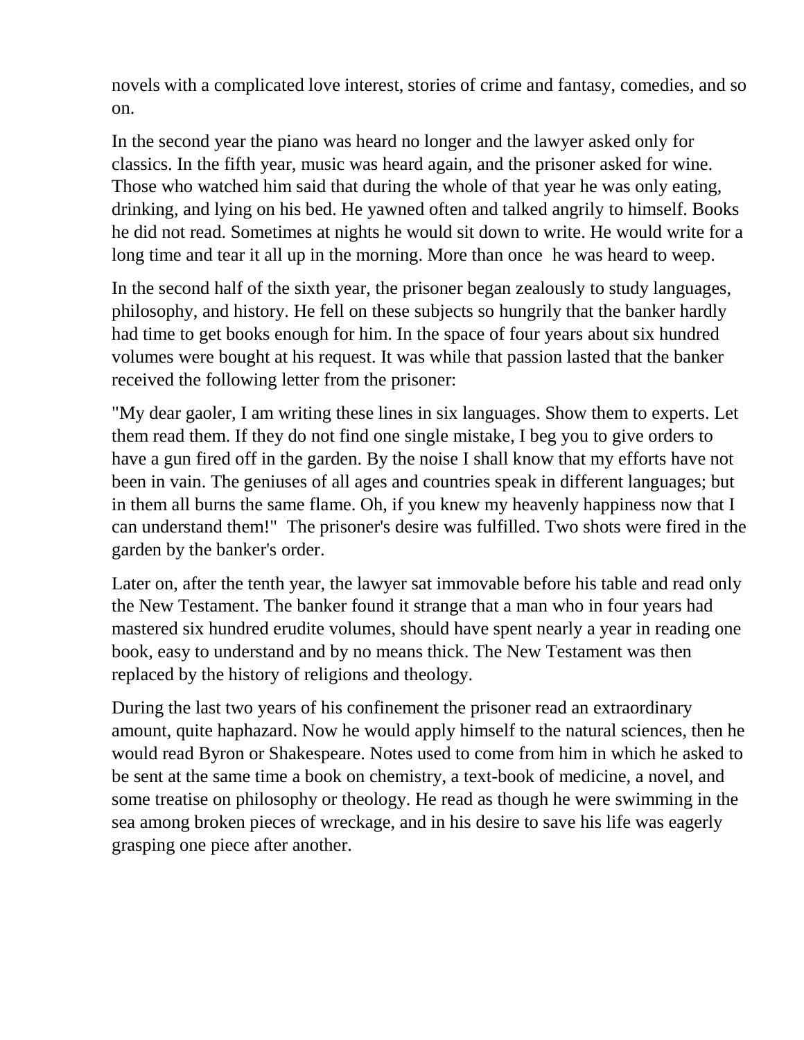novels with a complicated love interest, stories of crime and fantasy, comedies, and so on.

In the second year the piano was heard no longer and the lawyer asked only for classics. In the fifth year, music was heard again, and the prisoner asked for wine. Those who watched him said that during the whole of that year he was only eating, drinking, and lying on his bed. He yawned often and talked angrily to himself. Books he did not read. Sometimes at nights he would sit down to write. He would write for a long time and tear it all up in the morning. More than once he was heard to weep.

In the second half of the sixth year, the prisoner began zealously to study languages, philosophy, and history. He fell on these subjects so hungrily that the banker hardly had time to get books enough for him. In the space of four years about six hundred volumes were bought at his request. It was while that passion lasted that the banker received the following letter from the prisoner:

"My dear gaoler, I am writing these lines in six languages. Show them to experts. Let them read them. If they do not find one single mistake, I beg you to give orders to have a gun fired off in the garden. By the noise I shall know that my efforts have not been in vain. The geniuses of all ages and countries speak in different languages; but in them all burns the same flame. Oh, if you knew my heavenly happiness now that I can understand them!" The prisoner's desire was fulfilled. Two shots were fired in the garden by the banker's order.

Later on, after the tenth year, the lawyer sat immovable before his table and read only the New Testament. The banker found it strange that a man who in four years had mastered six hundred erudite volumes, should have spent nearly a year in reading one book, easy to understand and by no means thick. The New Testament was then replaced by the history of religions and theology.

During the last two years of his confinement the prisoner read an extraordinary amount, quite haphazard. Now he would apply himself to the natural sciences, then he would read Byron or Shakespeare. Notes used to come from him in which he asked to be sent at the same time a book on chemistry, a text-book of medicine, a novel, and some treatise on philosophy or theology. He read as though he were swimming in the sea among broken pieces of wreckage, and in his desire to save his life was eagerly grasping one piece after another.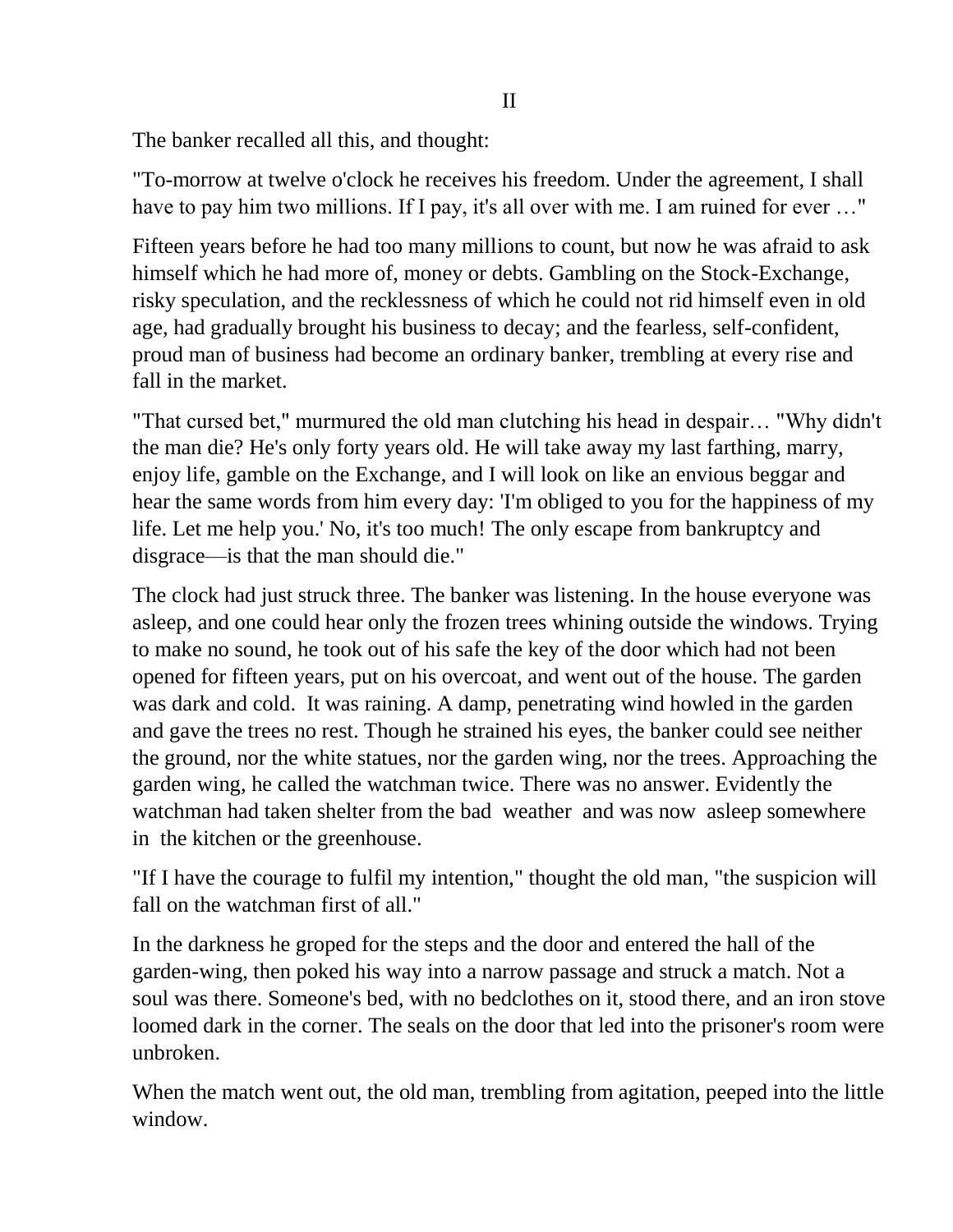## II

The banker recalled all this, and thought:

"To-morrow at twelve o'clock he receives his freedom. Under the agreement, I shall have to pay him two millions. If I pay, it's all over with me. I am ruined for ever …"

Fifteen years before he had too many millions to count, but now he was afraid to ask himself which he had more of, money or debts. Gambling on the Stock-Exchange, risky speculation, and the recklessness of which he could not rid himself even in old age, had gradually brought his business to decay; and the fearless, self-confident, proud man of business had become an ordinary banker, trembling at every rise and fall in the market.

"That cursed bet," murmured the old man clutching his head in despair… "Why didn't the man die? He's only forty years old. He will take away my last farthing, marry, enjoy life, gamble on the Exchange, and I will look on like an envious beggar and hear the same words from him every day: 'I'm obliged to you for the happiness of my life. Let me help you.' No, it's too much! The only escape from bankruptcy and disgrace—is that the man should die."

The clock had just struck three. The banker was listening. In the house everyone was asleep, and one could hear only the frozen trees whining outside the windows. Trying to make no sound, he took out of his safe the key of the door which had not been opened for fifteen years, put on his overcoat, and went out of the house. The garden was dark and cold. It was raining. A damp, penetrating wind howled in the garden and gave the trees no rest. Though he strained his eyes, the banker could see neither the ground, nor the white statues, nor the garden wing, nor the trees. Approaching the garden wing, he called the watchman twice. There was no answer. Evidently the watchman had taken shelter from the bad weather and was now asleep somewhere in the kitchen or the greenhouse.

"If I have the courage to fulfil my intention," thought the old man, "the suspicion will fall on the watchman first of all."

In the darkness he groped for the steps and the door and entered the hall of the garden-wing, then poked his way into a narrow passage and struck a match. Not a soul was there. Someone's bed, with no bedclothes on it, stood there, and an iron stove loomed dark in the corner. The seals on the door that led into the prisoner's room were unbroken.

When the match went out, the old man, trembling from agitation, peeped into the little window.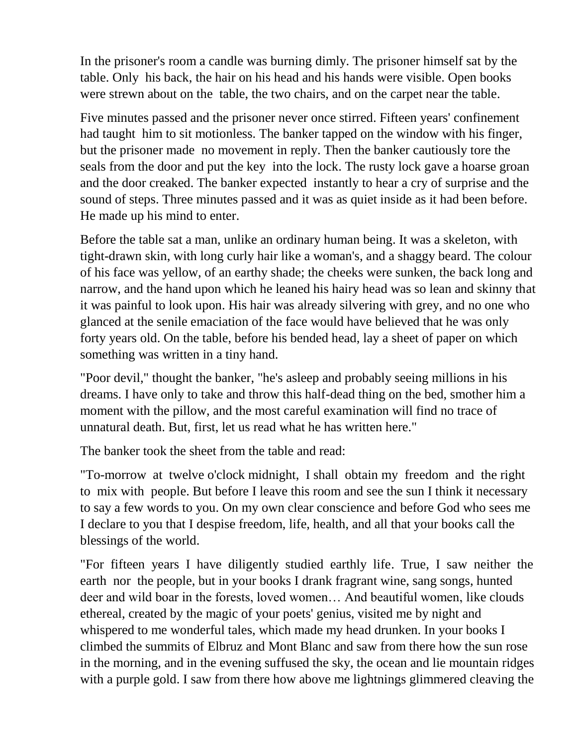In the prisoner's room a candle was burning dimly. The prisoner himself sat by the table. Only his back, the hair on his head and his hands were visible. Open books were strewn about on the table, the two chairs, and on the carpet near the table.

Five minutes passed and the prisoner never once stirred. Fifteen years' confinement had taught him to sit motionless. The banker tapped on the window with his finger, but the prisoner made no movement in reply. Then the banker cautiously tore the seals from the door and put the key into the lock. The rusty lock gave a hoarse groan and the door creaked. The banker expected instantly to hear a cry of surprise and the sound of steps. Three minutes passed and it was as quiet inside as it had been before. He made up his mind to enter.

Before the table sat a man, unlike an ordinary human being. It was a skeleton, with tight-drawn skin, with long curly hair like a woman's, and a shaggy beard. The colour of his face was yellow, of an earthy shade; the cheeks were sunken, the back long and narrow, and the hand upon which he leaned his hairy head was so lean and skinny that it was painful to look upon. His hair was already silvering with grey, and no one who glanced at the senile emaciation of the face would have believed that he was only forty years old. On the table, before his bended head, lay a sheet of paper on which something was written in a tiny hand.

"Poor devil," thought the banker, "he's asleep and probably seeing millions in his dreams. I have only to take and throw this half-dead thing on the bed, smother him a moment with the pillow, and the most careful examination will find no trace of unnatural death. But, first, let us read what he has written here."

The banker took the sheet from the table and read:

"To-morrow at twelve o'clock midnight, I shall obtain my freedom and the right to mix with people. But before I leave this room and see the sun I think it necessary to say a few words to you. On my own clear conscience and before God who sees me I declare to you that I despise freedom, life, health, and all that your books call the blessings of the world.

"For fifteen years I have diligently studied earthly life. True, I saw neither the earth nor the people, but in your books I drank fragrant wine, sang songs, hunted deer and wild boar in the forests, loved women… And beautiful women, like clouds ethereal, created by the magic of your poets' genius, visited me by night and whispered to me wonderful tales, which made my head drunken. In your books I climbed the summits of Elbruz and Mont Blanc and saw from there how the sun rose in the morning, and in the evening suffused the sky, the ocean and lie mountain ridges with a purple gold. I saw from there how above me lightnings glimmered cleaving the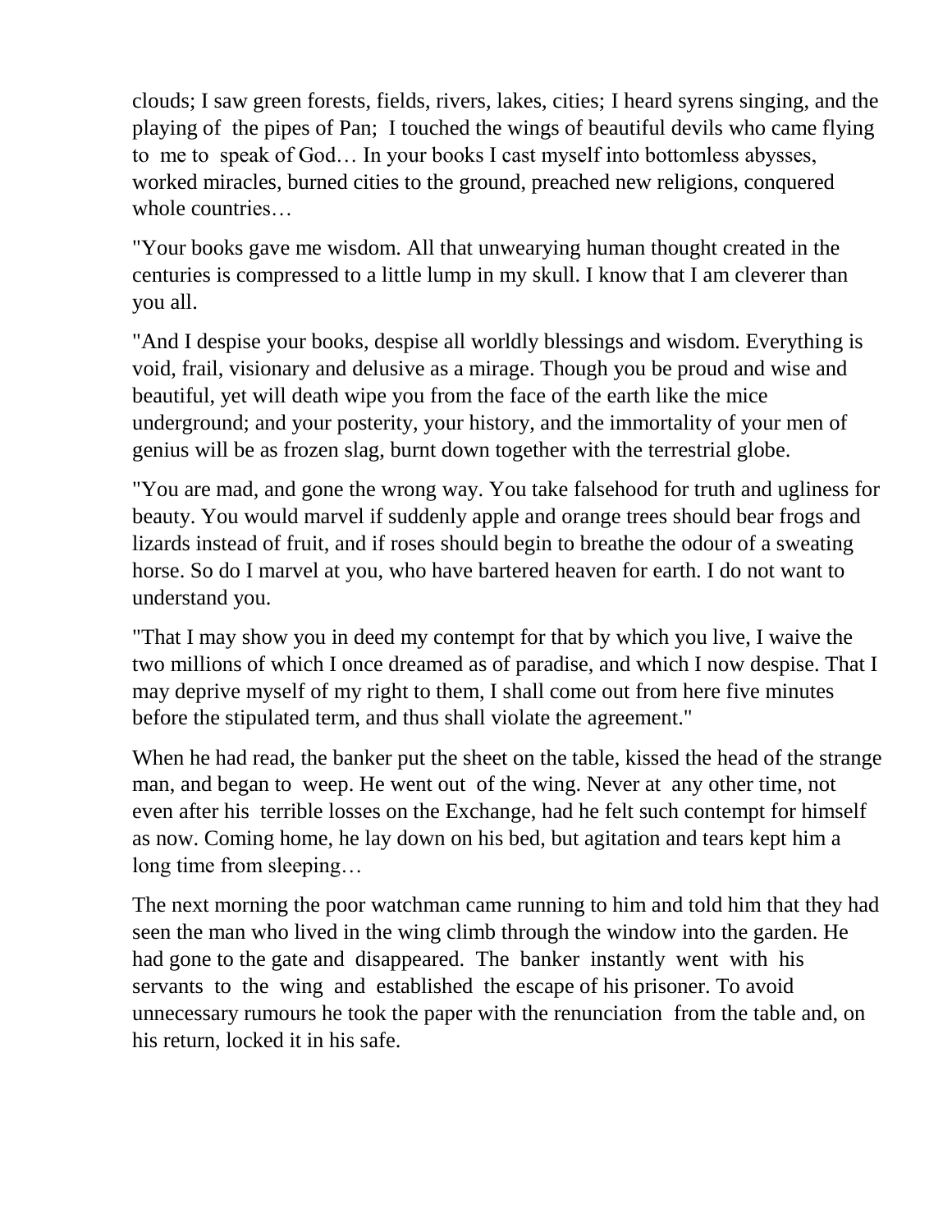clouds; I saw green forests, fields, rivers, lakes, cities; I heard syrens singing, and the playing of the pipes of Pan; I touched the wings of beautiful devils who came flying to me to speak of God… In your books I cast myself into bottomless abysses, worked miracles, burned cities to the ground, preached new religions, conquered whole countries…

"Your books gave me wisdom. All that unwearying human thought created in the centuries is compressed to a little lump in my skull. I know that I am cleverer than you all.

"And I despise your books, despise all worldly blessings and wisdom. Everything is void, frail, visionary and delusive as a mirage. Though you be proud and wise and beautiful, yet will death wipe you from the face of the earth like the mice underground; and your posterity, your history, and the immortality of your men of genius will be as frozen slag, burnt down together with the terrestrial globe.

"You are mad, and gone the wrong way. You take falsehood for truth and ugliness for beauty. You would marvel if suddenly apple and orange trees should bear frogs and lizards instead of fruit, and if roses should begin to breathe the odour of a sweating horse. So do I marvel at you, who have bartered heaven for earth. I do not want to understand you.

"That I may show you in deed my contempt for that by which you live, I waive the two millions of which I once dreamed as of paradise, and which I now despise. That I may deprive myself of my right to them, I shall come out from here five minutes before the stipulated term, and thus shall violate the agreement."

When he had read, the banker put the sheet on the table, kissed the head of the strange man, and began to weep. He went out of the wing. Never at any other time, not even after his terrible losses on the Exchange, had he felt such contempt for himself as now. Coming home, he lay down on his bed, but agitation and tears kept him a long time from sleeping…

The next morning the poor watchman came running to him and told him that they had seen the man who lived in the wing climb through the window into the garden. He had gone to the gate and disappeared. The banker instantly went with his servants to the wing and established the escape of his prisoner. To avoid unnecessary rumours he took the paper with the renunciation from the table and, on his return, locked it in his safe.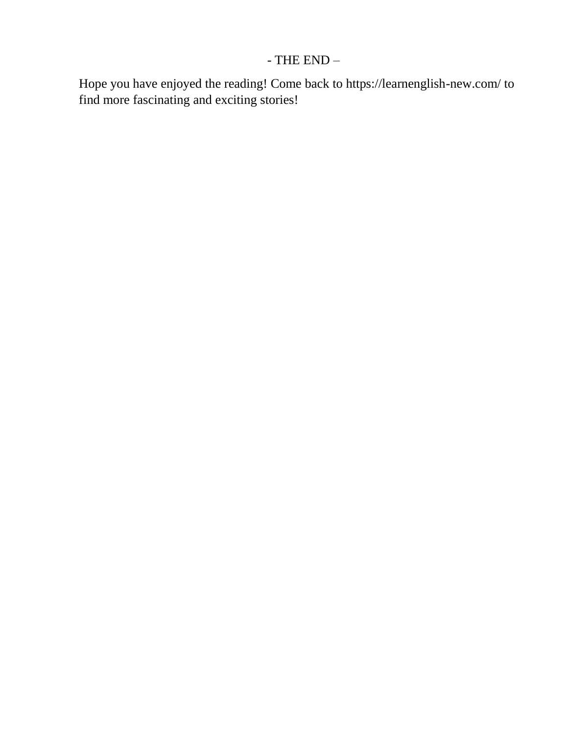- THE END –

Hope you have enjoyed the reading! Come back to https://learnenglish-new.com/ to find more fascinating and exciting stories!